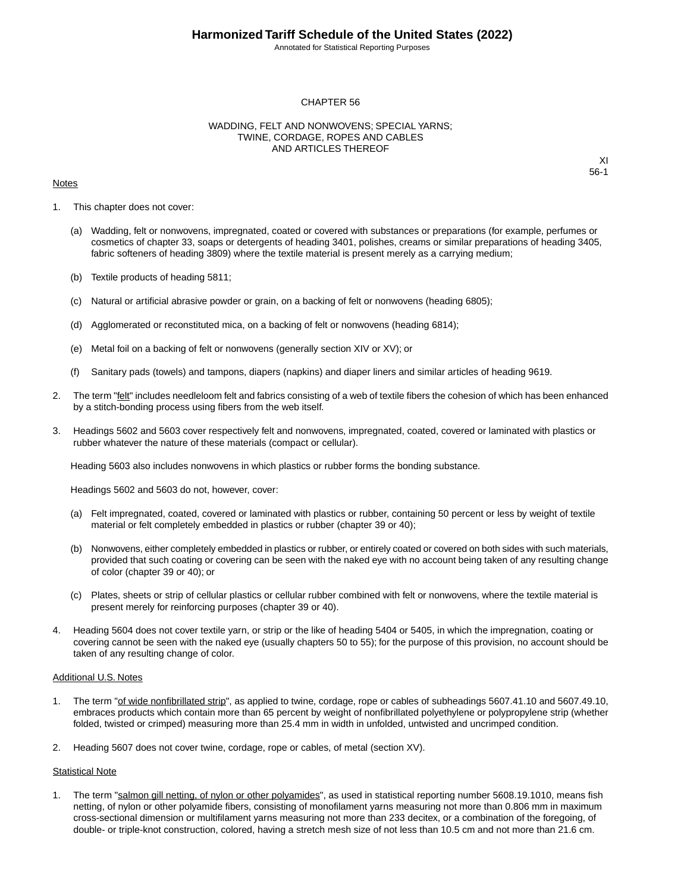# CHAPTER 56

## WADDING, FELT AND NONWOVENS; SPECIAL YARNS; TWINE, CORDAGE, ROPES AND CABLES AND ARTICLES THEREOF

XI
56-1

Notes

1. This chapter does not cover:

   (a) Wadding, felt or nonwovens, impregnated, coated or covered with substances or preparations (for example, perfumes or cosmetics of chapter 33, soaps or detergents of heading 3401, polishes, creams or similar preparations of heading 3405, fabric softeners of heading 3809) where the textile material is present merely as a carrying medium;

   (b) Textile products of heading 5811;

   (c) Natural or artificial abrasive powder or grain, on a backing of felt or nonwovens (heading 6805);

   (d) Agglomerated or reconstituted mica, on a backing of felt or nonwovens (heading 6814);

   (e) Metal foil on a backing of felt or nonwovens (generally section XIV or XV); or

   (f) Sanitary pads (towels) and tampons, diapers (napkins) and diaper liners and similar articles of heading 9619.

2. The term "felt" includes needleloom felt and fabrics consisting of a web of textile fibers the cohesion of which has been enhanced by a stitch-bonding process using fibers from the web itself.

3. Headings 5602 and 5603 cover respectively felt and nonwovens, impregnated, coated, covered or laminated with plastics or rubber whatever the nature of these materials (compact or cellular).

   Heading 5603 also includes nonwovens in which plastics or rubber forms the bonding substance.

   Headings 5602 and 5603 do not, however, cover:

   (a) Felt impregnated, coated, covered or laminated with plastics or rubber, containing 50 percent or less by weight of textile material or felt completely embedded in plastics or rubber (chapter 39 or 40);

   (b) Nonwovens, either completely embedded in plastics or rubber, or entirely coated or covered on both sides with such materials, provided that such coating or covering can be seen with the naked eye with no account being taken of any resulting change of color (chapter 39 or 40); or

   (c) Plates, sheets or strip of cellular plastics or cellular rubber combined with felt or nonwovens, where the textile material is present merely for reinforcing purposes (chapter 39 or 40).

4. Heading 5604 does not cover textile yarn, or strip or the like of heading 5404 or 5405, in which the impregnation, coating or covering cannot be seen with the naked eye (usually chapters 50 to 55); for the purpose of this provision, no account should be taken of any resulting change of color.

Additional U.S. Notes

1. The term "of wide nonfibrillated strip", as applied to twine, cordage, rope or cables of subheadings 5607.41.10 and 5607.49.10, embraces products which contain more than 65 percent by weight of nonfibrillated polyethylene or polypropylene strip (whether folded, twisted or crimped) measuring more than 25.4 mm in width in unfolded, untwisted and uncrimped condition.

2. Heading 5607 does not cover twine, cordage, rope or cables, of metal (section XV).

Statistical Note

1. The term "salmon gill netting, of nylon or other polyamides", as used in statistical reporting number 5608.19.1010, means fish netting, of nylon or other polyamide fibers, consisting of monofilament yarns measuring not more than 0.806 mm in maximum cross-sectional dimension or multifilament yarns measuring not more than 233 decitex, or a combination of the foregoing, of double- or triple-knot construction, colored, having a stretch mesh size of not less than 10.5 cm and not more than 21.6 cm.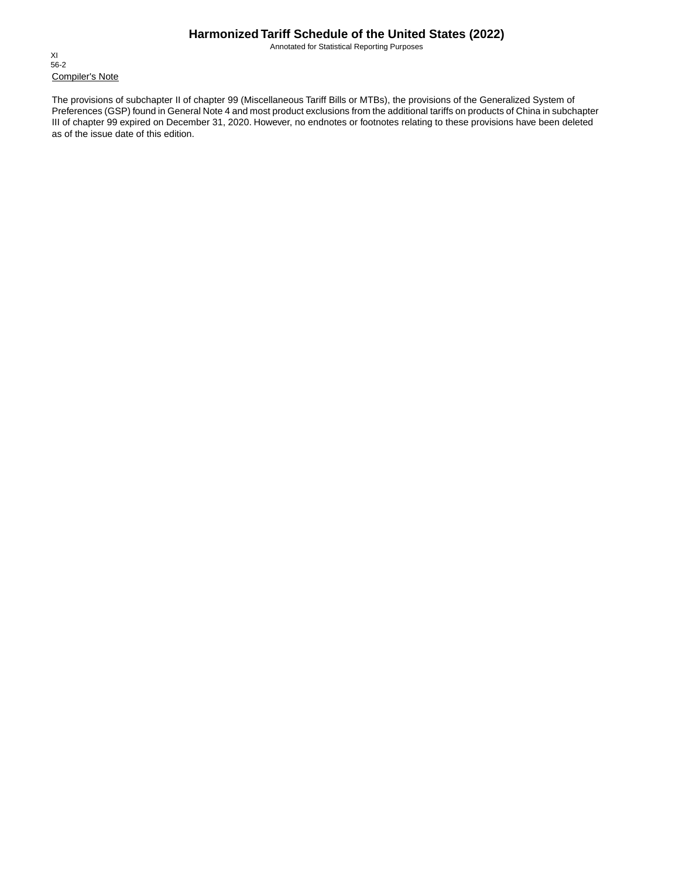Compiler's Note

The provisions of subchapter II of chapter 99 (Miscellaneous Tariff Bills or MTBs), the provisions of the Generalized System of Preferences (GSP) found in General Note 4 and most product exclusions from the additional tariffs on products of China in subchapter III of chapter 99 expired on December 31, 2020. However, no endnotes or footnotes relating to these provisions have been deleted as of the issue date of this edition.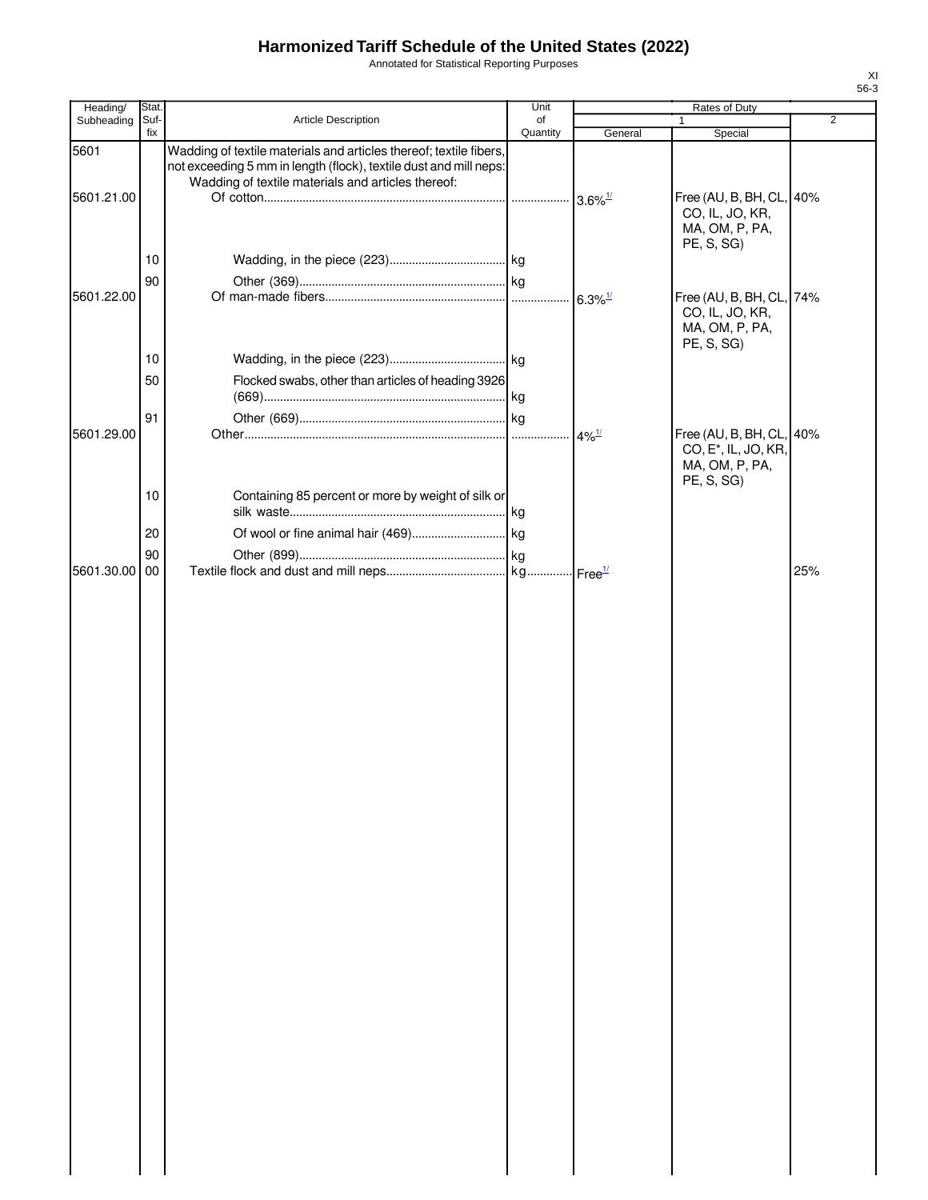# Harmonized Tariff Schedule of the United States (2022)

Annotated for Statistical Reporting Purposes

XI
56-3

| Heading/ Subheading | Stat. Suf- fix | Article Description | Unit of Quantity | Rates of Duty 1 General | Special | 2 |
|---|---|---|---|---|---|---|
| 5601 | | Wadding of textile materials and articles thereof; textile fibers, not exceeding 5 mm in length (flock), textile dust and mill neps: | | | | |
| | | Wadding of textile materials and articles thereof: | | | | |
| 5601.21.00 | | Of cotton | | 3.6%[1/] | Free (AU, B, BH, CL, CO, IL, JO, KR, MA, OM, P, PA, PE, S, SG) | 40% |
| | 10 | Wadding, in the piece (223) | kg | | | |
| | 90 | Other (369) | kg | | | |
| 5601.22.00 | | Of man-made fibers | | 6.3%[1/] | Free (AU, B, BH, CL, CO, IL, JO, KR, MA, OM, P, PA, PE, S, SG) | 74% |
| | 10 | Wadding, in the piece (223) | kg | | | |
| | 50 | Flocked swabs, other than articles of heading 3926 (669) | kg | | | |
| | 91 | Other (669) | kg | | | |
| 5601.29.00 | | Other | | 4%[1/] | Free (AU, B, BH, CL, CO, E*, IL, JO, KR, MA, OM, P, PA, PE, S, SG) | 40% |
| | 10 | Containing 85 percent or more by weight of silk or silk waste | kg | | | |
| | 20 | Of wool or fine animal hair (469) | kg | | | |
| | 90 | Other (899) | kg | | | |
| 5601.30.00 | 00 | Textile flock and dust and mill neps | kg | Free[1/] | | 25% |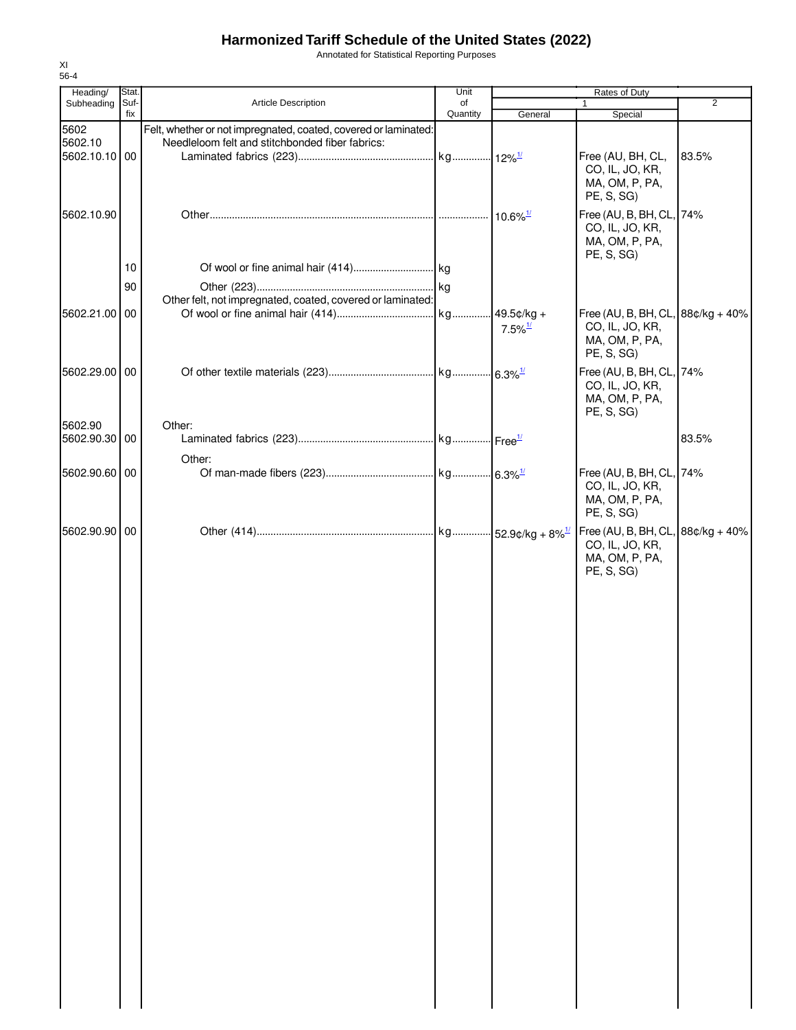# Harmonized Tariff Schedule of the United States (2022)

Annotated for Statistical Reporting Purposes

XI
56-4

| Heading/ Subheading | Stat. Suf- fix | Article Description | Unit of Quantity | Rates of Duty 1 General | Special | 2 |
|---|---|---|---|---|---|---|
| 5602 | | Felt, whether or not impregnated, coated, covered or laminated: | | | | |
| 5602.10 | | Needleloom felt and stitchbonded fiber fabrics: | | | | |
| 5602.10.10 | 00 | Laminated fabrics (223) | kg | 12%[1/] | Free (AU, BH, CL, CO, IL, JO, KR, MA, OM, P, PA, PE, S, SG) | 83.5% |
| 5602.10.90 | | Other | | 10.6%[1/] | Free (AU, B, BH, CL, CO, IL, JO, KR, MA, OM, P, PA, PE, S, SG) | 74% |
| | 10 | Of wool or fine animal hair (414) | kg | | | |
| | 90 | Other (223) | kg | | | |
| | | Other felt, not impregnated, coated, covered or laminated: | | | | |
| 5602.21.00 | 00 | Of wool or fine animal hair (414) | kg | 49.5¢/kg + 7.5%[1/] | Free (AU, B, BH, CL, CO, IL, JO, KR, MA, OM, P, PA, PE, S, SG) | 88¢/kg + 40% |
| 5602.29.00 | 00 | Of other textile materials (223) | kg | 6.3%[1/] | Free (AU, B, BH, CL, CO, IL, JO, KR, MA, OM, P, PA, PE, S, SG) | 74% |
| 5602.90 | | Other: | | | | |
| 5602.90.30 | 00 | Laminated fabrics (223) | kg | Free[1/] | | 83.5% |
| | | Other: | | | | |
| 5602.90.60 | 00 | Of man-made fibers (223) | kg | 6.3%[1/] | Free (AU, B, BH, CL, CO, IL, JO, KR, MA, OM, P, PA, PE, S, SG) | 74% |
| 5602.90.90 | 00 | Other (414) | kg | 52.9¢/kg + 8%[1/] | Free (AU, B, BH, CL, CO, IL, JO, KR, MA, OM, P, PA, PE, S, SG) | 88¢/kg + 40% |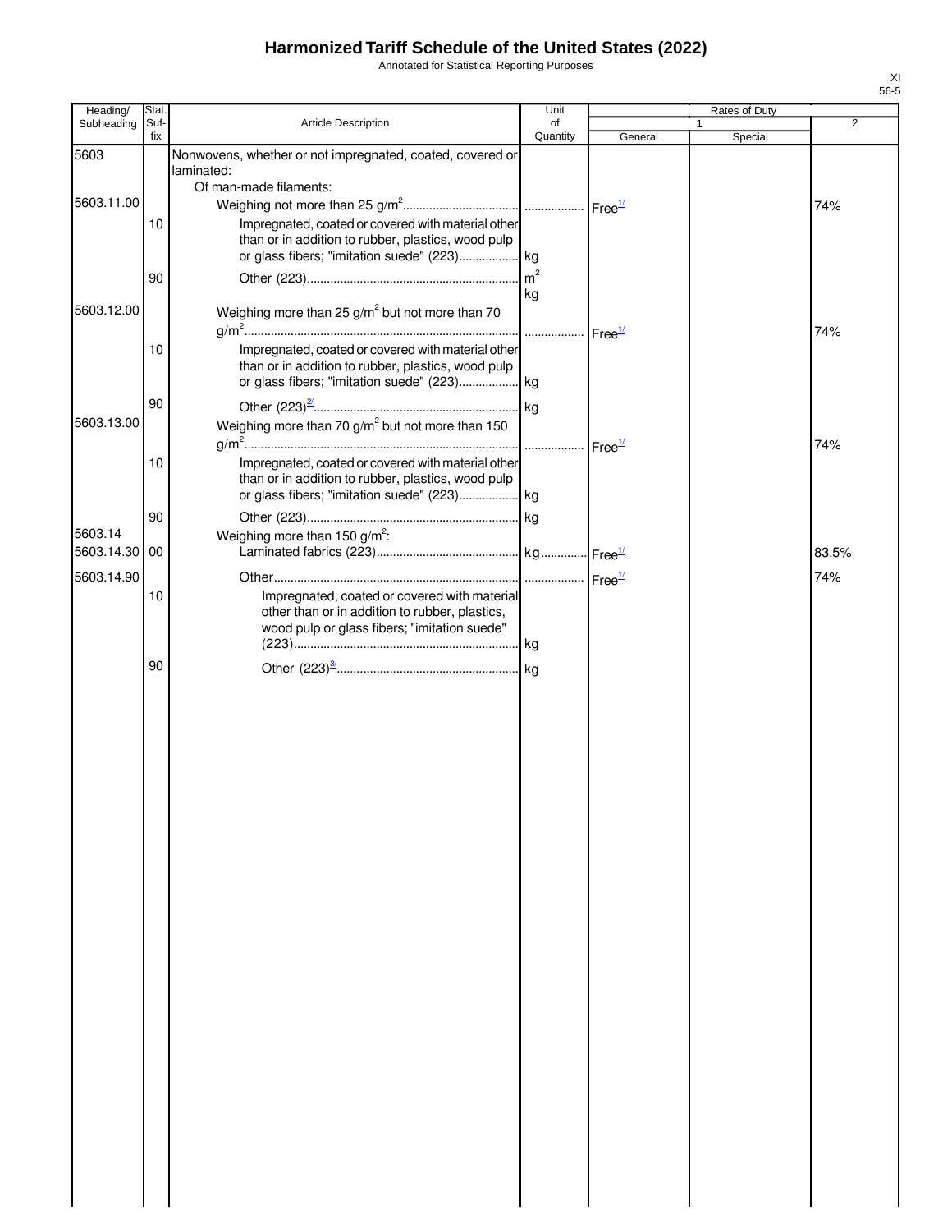# Harmonized Tariff Schedule of the United States (2022)

Annotated for Statistical Reporting Purposes

| Heading/ Subheading | Stat. Suf- fix | Article Description | Unit of Quantity | Rates of Duty 1 General | Special | 2 |
|---|---|---|---|---|---|---|
| 5603 | | Nonwovens, whether or not impregnated, coated, covered or laminated: | | | | |
| | | Of man-made filaments: | | | | |
| 5603.11.00 | | Weighing not more than 25 g/m$^2$ | | Free[1/] | | 74% |
| | 10 | Impregnated, coated or covered with material other than or in addition to rubber, plastics, wood pulp or glass fibers; "imitation suede" (223) | kg | | | |
| | 90 | Other (223) | m$^2$ kg | | | |
| 5603.12.00 | | Weighing more than 25 g/m$^2$ but not more than 70 g/m$^2$ | | Free[1/] | | 74% |
| | 10 | Impregnated, coated or covered with material other than or in addition to rubber, plastics, wood pulp or glass fibers; "imitation suede" (223) | kg | | | |
| | 90 | Other (223)[2/] | kg | | | |
| 5603.13.00 | | Weighing more than 70 g/m$^2$ but not more than 150 g/m$^2$ | | Free[1/] | | 74% |
| | 10 | Impregnated, coated or covered with material other than or in addition to rubber, plastics, wood pulp or glass fibers; "imitation suede" (223) | kg | | | |
| | 90 | Other (223) | kg | | | |
| 5603.14 | | Weighing more than 150 g/m$^2$: | | | | |
| 5603.14.30 | 00 | Laminated fabrics (223) | kg | Free[1/] | | 83.5% |
| 5603.14.90 | | Other | | Free[1/] | | 74% |
| | 10 | Impregnated, coated or covered with material other than or in addition to rubber, plastics, wood pulp or glass fibers; "imitation suede" (223) | kg | | | |
| | 90 | Other (223)[3/] | kg | | | |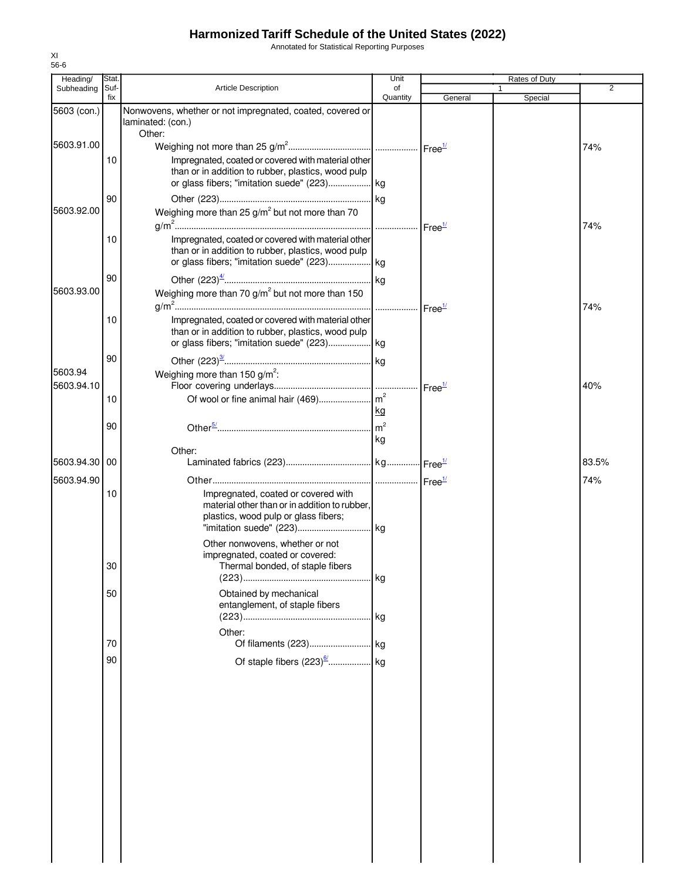# Harmonized Tariff Schedule of the United States (2022)

Annotated for Statistical Reporting Purposes

XI
56-6

| Heading/ Subheading | Stat. Suf-fix | Article Description | Unit of Quantity | Rates of Duty 1 General | Special | 2 |
|---|---|---|---|---|---|---|
| 5603 (con.) | | Nonwovens, whether or not impregnated, coated, covered or laminated: (con.) | | | | |
| | | Other: | | | | |
| 5603.91.00 | | Weighing not more than 25 $g/m^2$ | | Free[1/] | | 74% |
| | 10 | Impregnated, coated or covered with material other than or in addition to rubber, plastics, wood pulp or glass fibers; "imitation suede" (223) | kg | | | |
| | 90 | Other (223) | kg | | | |
| 5603.92.00 | | Weighing more than 25 $g/m^2$ but not more than 70 $g/m^2$ | | Free[1/] | | 74% |
| | 10 | Impregnated, coated or covered with material other than or in addition to rubber, plastics, wood pulp or glass fibers; "imitation suede" (223) | kg | | | |
| | 90 | Other (223)[4/] | kg | | | |
| 5603.93.00 | | Weighing more than 70 $g/m^2$ but not more than 150 $g/m^2$ | | Free[1/] | | 74% |
| | 10 | Impregnated, coated or covered with material other than or in addition to rubber, plastics, wood pulp or glass fibers; "imitation suede" (223) | kg | | | |
| | 90 | Other (223)[3/] | kg | | | |
| 5603.94 | | Weighing more than 150 $g/m^2$: | | | | |
| 5603.94.10 | | Floor covering underlays | | Free[1/] | | 40% |
| | 10 | Of wool or fine animal hair (469) | $m^2$ kg | | | |
| | 90 | Other[5/] | $m^2$ kg | | | |
| | | Other: | | | | |
| 5603.94.30 | 00 | Laminated fabrics (223) | kg | Free[1/] | | 83.5% |
| 5603.94.90 | | Other | | Free[1/] | | 74% |
| | 10 | Impregnated, coated or covered with material other than or in addition to rubber, plastics, wood pulp or glass fibers; "imitation suede" (223) | kg | | | |
| | | Other nonwovens, whether or not impregnated, coated or covered: | | | | |
| | 30 | Thermal bonded, of staple fibers (223) | kg | | | |
| | 50 | Obtained by mechanical entanglement, of staple fibers (223) | kg | | | |
| | | Other: | | | | |
| | 70 | Of filaments (223) | kg | | | |
| | 90 | Of staple fibers (223)[6/] | kg | | | |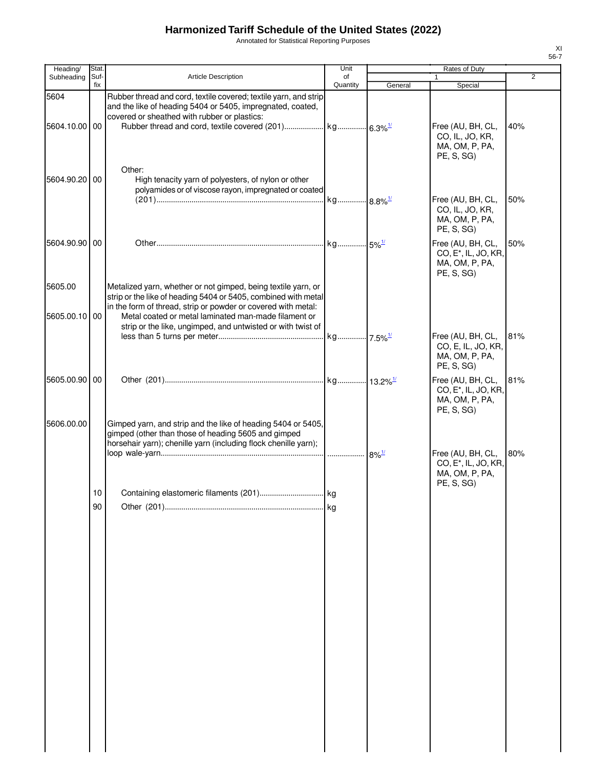# Harmonized Tariff Schedule of the United States (2022)

Annotated for Statistical Reporting Purposes

XI
56-7

| Heading/ Subheading | Stat. Suf- fix | Article Description | Unit of Quantity | Rates of Duty 1 General | Special | 2 |
|---|---|---|---|---|---|---|
| 5604 | | Rubber thread and cord, textile covered; textile yarn, and strip and the like of heading 5404 or 5405, impregnated, coated, covered or sheathed with rubber or plastics: | | | | |
| 5604.10.00 | 00 | Rubber thread and cord, textile covered (201) | kg | 6.3%[1/] | Free (AU, BH, CL, CO, IL, JO, KR, MA, OM, P, PA, PE, S, SG) | 40% |
| | | Other: | | | | |
| 5604.90.20 | 00 | High tenacity yarn of polyesters, of nylon or other polyamides or of viscose rayon, impregnated or coated (201) | kg | 8.8%[1/] | Free (AU, BH, CL, CO, IL, JO, KR, MA, OM, P, PA, PE, S, SG) | 50% |
| 5604.90.90 | 00 | Other | kg | 5%[1/] | Free (AU, BH, CL, CO, E*, IL, JO, KR, MA, OM, P, PA, PE, S, SG) | 50% |
| 5605.00 | | Metalized yarn, whether or not gimped, being textile yarn, or strip or the like of heading 5404 or 5405, combined with metal in the form of thread, strip or powder or covered with metal: | | | | |
| 5605.00.10 | 00 | Metal coated or metal laminated man-made filament or strip or the like, ungimped, and untwisted or with twist of less than 5 turns per meter | kg | 7.5%[1/] | Free (AU, BH, CL, CO, E, IL, JO, KR, MA, OM, P, PA, PE, S, SG) | 81% |
| 5605.00.90 | 00 | Other (201) | kg | 13.2%[1/] | Free (AU, BH, CL, CO, E*, IL, JO, KR, MA, OM, P, PA, PE, S, SG) | 81% |
| 5606.00.00 | | Gimped yarn, and strip and the like of heading 5404 or 5405, gimped (other than those of heading 5605 and gimped horsehair yarn); chenille yarn (including flock chenille yarn); loop wale-yarn | | 8%[1/] | Free (AU, BH, CL, CO, E*, IL, JO, KR, MA, OM, P, PA, PE, S, SG) | 80% |
| | 10 | Containing elastomeric filaments (201) | kg | | | |
| | 90 | Other (201) | kg | | | |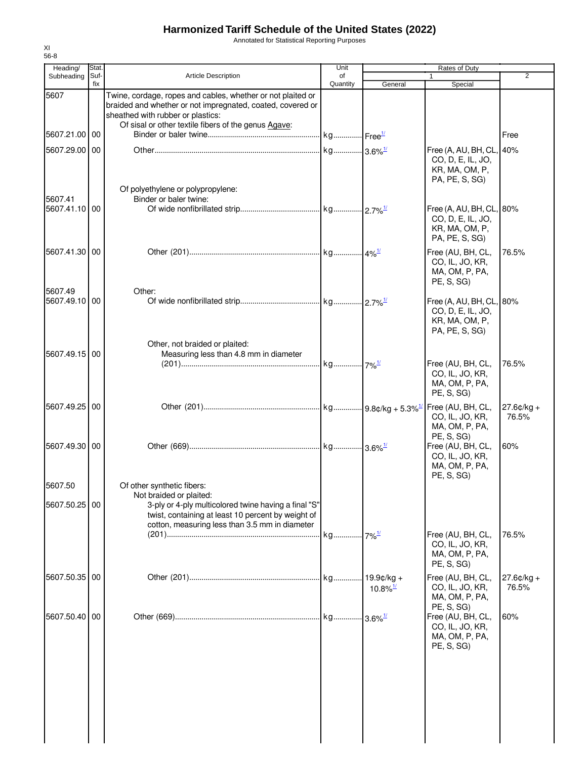# Harmonized Tariff Schedule of the United States (2022)

Annotated for Statistical Reporting Purposes

XI
56-8

| Heading/ Subheading | Stat. Suf- fix | Article Description | Unit of Quantity | Rates of Duty 1 General | Rates of Duty 1 Special | Rates of Duty 2 |
|---|---|---|---|---|---|---|
| 5607 | | Twine, cordage, ropes and cables, whether or not plaited or braided and whether or not impregnated, coated, covered or sheathed with rubber or plastics: | | | | |
| | | Of sisal or other textile fibers of the genus Agave: | | | | |
| 5607.21.00 | 00 | Binder or baler twine | kg | Free[1/] | | Free |
| 5607.29.00 | 00 | Other | kg | 3.6%[1/] | Free (A, AU, BH, CL, CO, D, E, IL, JO, KR, MA, OM, P, PA, PE, S, SG) | 40% |
| | | Of polyethylene or polypropylene: | | | | |
| 5607.41 | | Binder or baler twine: | | | | |
| 5607.41.10 | 00 | Of wide nonfibrillated strip | kg | 2.7%[1/] | Free (A, AU, BH, CL, CO, D, E, IL, JO, KR, MA, OM, P, PA, PE, S, SG) | 80% |
| 5607.41.30 | 00 | Other (201) | kg | 4%[1/] | Free (AU, BH, CL, CO, IL, JO, KR, MA, OM, P, PA, PE, S, SG) | 76.5% |
| 5607.49 | | Other: | | | | |
| 5607.49.10 | 00 | Of wide nonfibrillated strip | kg | 2.7%[1/] | Free (A, AU, BH, CL, CO, D, E, IL, JO, KR, MA, OM, P, PA, PE, S, SG) | 80% |
| | | Other, not braided or plaited: | | | | |
| 5607.49.15 | 00 | Measuring less than 4.8 mm in diameter (201) | kg | 7%[1/] | Free (AU, BH, CL, CO, IL, JO, KR, MA, OM, P, PA, PE, S, SG) | 76.5% |
| 5607.49.25 | 00 | Other (201) | kg | 9.8¢/kg + 5.3%[1/] | Free (AU, BH, CL, CO, IL, JO, KR, MA, OM, P, PA, PE, S, SG) | 27.6¢/kg + 76.5% |
| 5607.49.30 | 00 | Other (669) | kg | 3.6%[1/] | Free (AU, BH, CL, CO, IL, JO, KR, MA, OM, P, PA, PE, S, SG) | 60% |
| 5607.50 | | Of other synthetic fibers: | | | | |
| | | Not braided or plaited: | | | | |
| 5607.50.25 | 00 | 3-ply or 4-ply multicolored twine having a final "S" twist, containing at least 10 percent by weight of cotton, measuring less than 3.5 mm in diameter (201) | kg | 7%[1/] | Free (AU, BH, CL, CO, IL, JO, KR, MA, OM, P, PA, PE, S, SG) | 76.5% |
| 5607.50.35 | 00 | Other (201) | kg | 19.9¢/kg + 10.8%[1/] | Free (AU, BH, CL, CO, IL, JO, KR, MA, OM, P, PA, PE, S, SG) | 27.6¢/kg + 76.5% |
| 5607.50.40 | 00 | Other (669) | kg | 3.6%[1/] | Free (AU, BH, CL, CO, IL, JO, KR, MA, OM, P, PA, PE, S, SG) | 60% |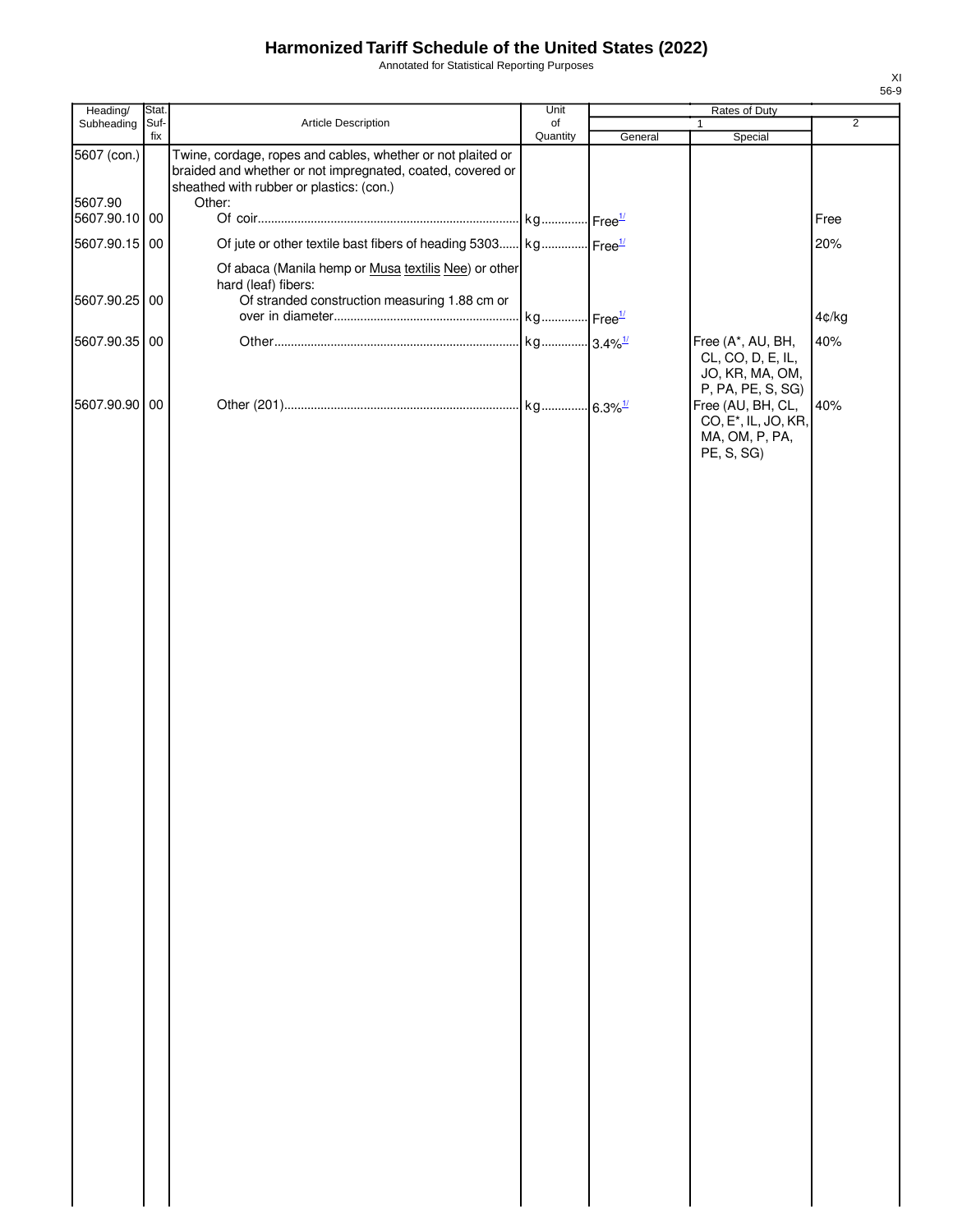# Harmonized Tariff Schedule of the United States (2022)

Annotated for Statistical Reporting Purposes

XI
56-9

| Heading/ Subheading | Stat. Suf-fix | Article Description | Unit of Quantity | Rates of Duty 1 General | Special | 2 |
|---|---|---|---|---|---|---|
| 5607 (con.) | | Twine, cordage, ropes and cables, whether or not plaited or braided and whether or not impregnated, coated, covered or sheathed with rubber or plastics: (con.) | | | | |
| 5607.90 | | Other: | | | | |
| 5607.90.10 | 00 | Of coir | kg | Free[1/] | | Free |
| 5607.90.15 | 00 | Of jute or other textile bast fibers of heading 5303 | kg | Free[1/] | | 20% |
| | | Of abaca (Manila hemp or Musa textilis Nee) or other hard (leaf) fibers: | | | | |
| 5607.90.25 | 00 | Of stranded construction measuring 1.88 cm or over in diameter | kg | Free[1/] | | 4¢/kg |
| 5607.90.35 | 00 | Other | kg | 3.4%[1/] | Free (A*, AU, BH, CL, CO, D, E, IL, JO, KR, MA, OM, P, PA, PE, S, SG) | 40% |
| 5607.90.90 | 00 | Other (201) | kg | 6.3%[1/] | Free (AU, BH, CL, CO, E*, IL, JO, KR, MA, OM, P, PA, PE, S, SG) | 40% |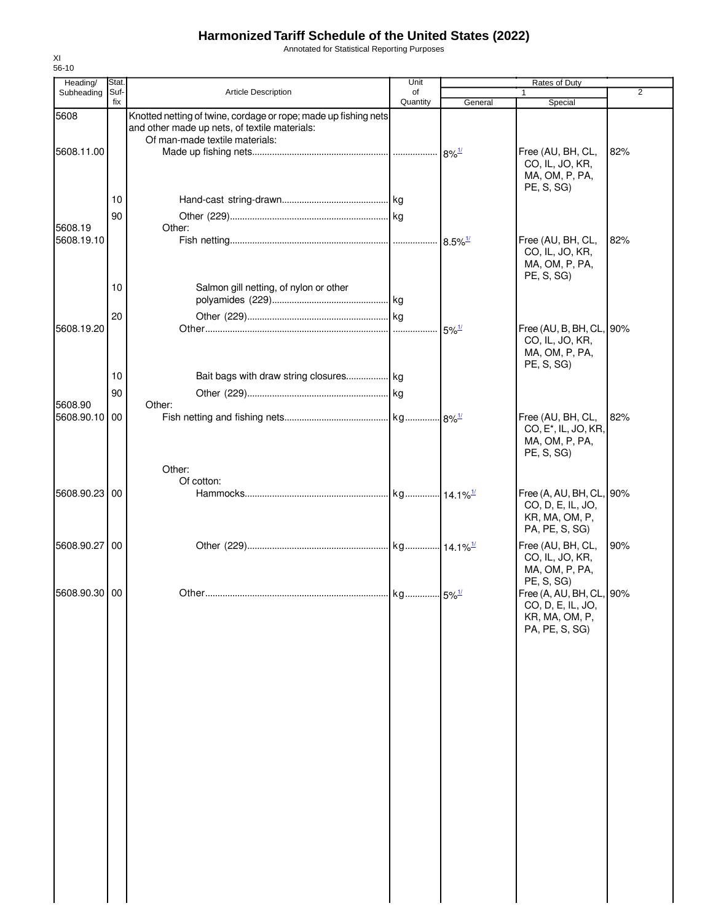# Harmonized Tariff Schedule of the United States (2022)

Annotated for Statistical Reporting Purposes

XI
56-10

| Heading/ Subheading | Stat. Suf- fix | Article Description | Unit of Quantity | Rates of Duty 1 General | Special | 2 |
|---|---|---|---|---|---|---|
| 5608 | | Knotted netting of twine, cordage or rope; made up fishing nets and other made up nets, of textile materials: | | | | |
| | | Of man-made textile materials: | | | | |
| 5608.11.00 | | Made up fishing nets | | 8%[1/] | Free (AU, BH, CL, CO, IL, JO, KR, MA, OM, P, PA, PE, S, SG) | 82% |
| | 10 | Hand-cast string-drawn | kg | | | |
| | 90 | Other (229) | kg | | | |
| 5608.19 | | Other: | | | | |
| 5608.19.10 | | Fish netting | | 8.5%[1/] | Free (AU, BH, CL, CO, IL, JO, KR, MA, OM, P, PA, PE, S, SG) | 82% |
| | 10 | Salmon gill netting, of nylon or other polyamides (229) | kg | | | |
| | 20 | Other (229) | kg | | | |
| 5608.19.20 | | Other | | 5%[1/] | Free (AU, B, BH, CL, CO, IL, JO, KR, MA, OM, P, PA, PE, S, SG) | 90% |
| | 10 | Bait bags with draw string closures | kg | | | |
| | 90 | Other (229) | kg | | | |
| 5608.90 | | Other: | | | | |
| 5608.90.10 | 00 | Fish netting and fishing nets | kg | 8%[1/] | Free (AU, BH, CL, CO, E*, IL, JO, KR, MA, OM, P, PA, PE, S, SG) | 82% |
| | | Other: | | | | |
| | | Of cotton: | | | | |
| 5608.90.23 | 00 | Hammocks | kg | 14.1%[1/] | Free (A, AU, BH, CL, CO, D, E, IL, JO, KR, MA, OM, P, PA, PE, S, SG) | 90% |
| 5608.90.27 | 00 | Other (229) | kg | 14.1%[1/] | Free (AU, BH, CL, CO, IL, JO, KR, MA, OM, P, PA, PE, S, SG) | 90% |
| 5608.90.30 | 00 | Other | kg | 5%[1/] | Free (A, AU, BH, CL, CO, D, E, IL, JO, KR, MA, OM, P, PA, PE, S, SG) | 90% |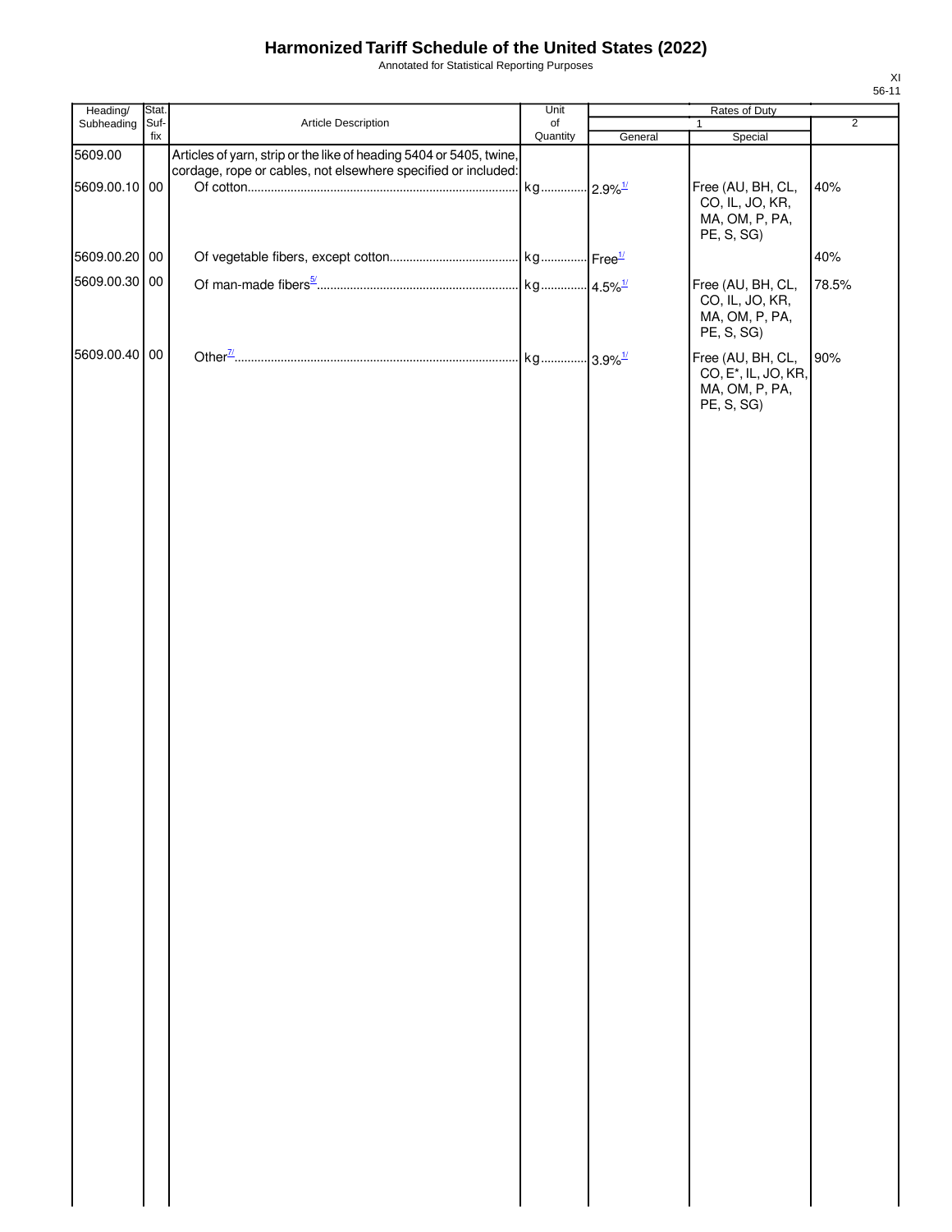# Harmonized Tariff Schedule of the United States (2022)

Annotated for Statistical Reporting Purposes

| Heading/ Subheading | Stat. Suf- fix | Article Description | Unit of Quantity | Rates of Duty | | |
|---|---|---|---|---|---|---|
| | | | | 1 | | 2 |
| | | | | General | Special | |
| 5609.00 | | Articles of yarn, strip or the like of heading 5404 or 5405, twine, cordage, rope or cables, not elsewhere specified or included: | | | | |
| 5609.00.10 | 00 | Of cotton | kg | 2.9%[1/] | Free (AU, BH, CL, CO, IL, JO, KR, MA, OM, P, PA, PE, S, SG) | 40% |
| 5609.00.20 | 00 | Of vegetable fibers, except cotton | kg | Free[1/] | | 40% |
| 5609.00.30 | 00 | Of man-made fibers[5/] | kg | 4.5%[1/] | Free (AU, BH, CL, CO, IL, JO, KR, MA, OM, P, PA, PE, S, SG) | 78.5% |
| 5609.00.40 | 00 | Other[7/] | kg | 3.9%[1/] | Free (AU, BH, CL, CO, E*, IL, JO, KR, MA, OM, P, PA, PE, S, SG) | 90% |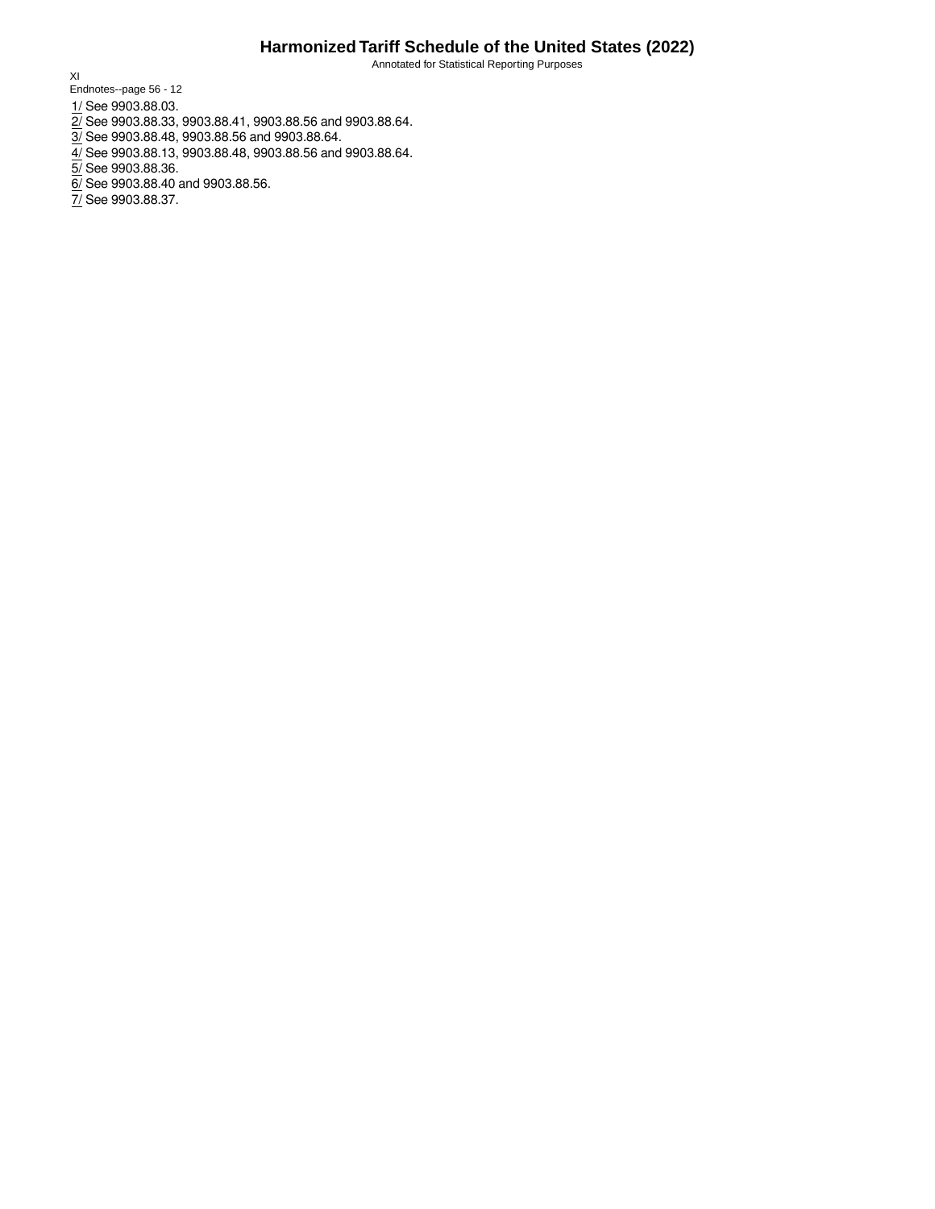1/ See 9903.88.03.

2/ See 9903.88.33, 9903.88.41, 9903.88.56 and 9903.88.64.

3/ See 9903.88.48, 9903.88.56 and 9903.88.64.

4/ See 9903.88.13, 9903.88.48, 9903.88.56 and 9903.88.64.

5/ See 9903.88.36.

6/ See 9903.88.40 and 9903.88.56.

7/ See 9903.88.37.